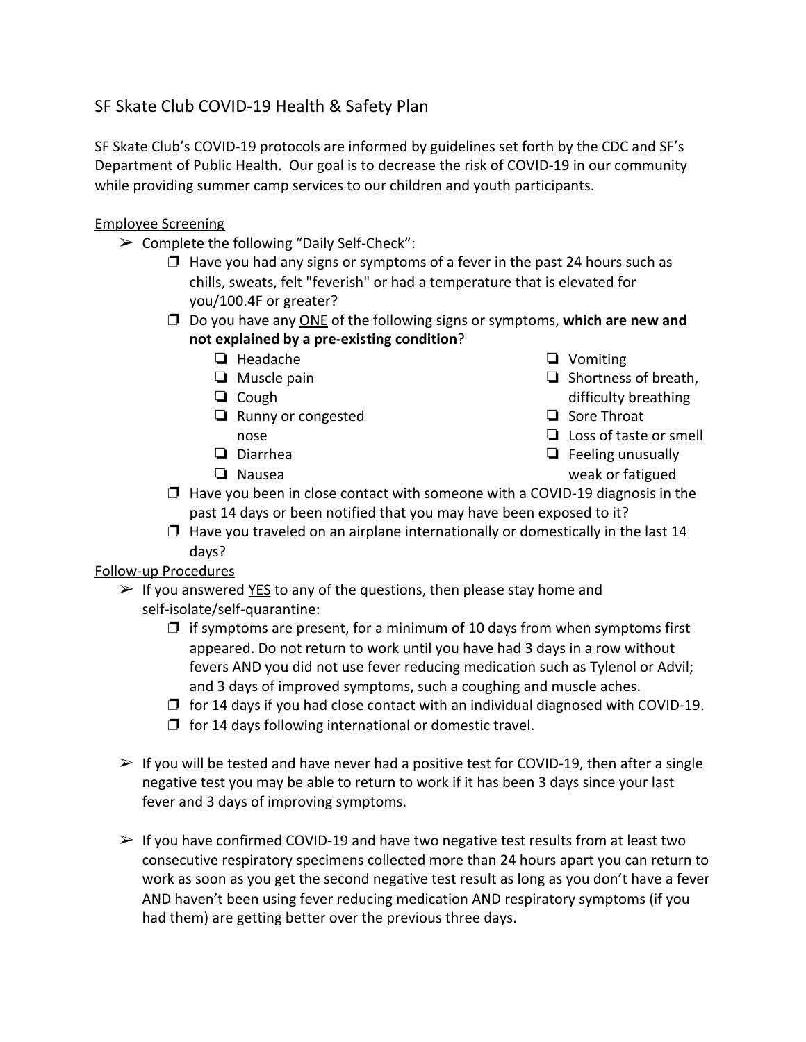# SF Skate Club COVID-19 Health & Safety Plan

SF Skate Club's COVID-19 protocols are informed by guidelines set forth by the CDC and SF's Department of Public Health. Our goal is to decrease the risk of COVID-19 in our community while providing summer camp services to our children and youth participants.

## Employee Screening

- Complete the following "Daily Self-Check":
  - Have you had any signs or symptoms of a fever in the past 24 hours such as chills, sweats, felt "feverish" or had a temperature that is elevated for you/100.4F or greater?
  - Do you have any <u>ONE</u> of the following signs or symptoms, **which are new and not explained by a pre-existing condition**?
    - Headache
    - Muscle pain
    - Cough
    - Runny or congested nose
    - Diarrhea
    - Nausea
    - Vomiting
    - Shortness of breath, difficulty breathing
    - Sore Throat
    - Loss of taste or smell
    - Feeling unusually weak or fatigued
  - Have you been in close contact with someone with a COVID-19 diagnosis in the past 14 days or been notified that you may have been exposed to it?
  - Have you traveled on an airplane internationally or domestically in the last 14 days?

## Follow-up Procedures

- If you answered <u>YES</u> to any of the questions, then please stay home and self-isolate/self-quarantine:
  - if symptoms are present, for a minimum of 10 days from when symptoms first appeared. Do not return to work until you have had 3 days in a row without fevers AND you did not use fever reducing medication such as Tylenol or Advil; and 3 days of improved symptoms, such a coughing and muscle aches.
  - for 14 days if you had close contact with an individual diagnosed with COVID-19.
  - for 14 days following international or domestic travel.

- If you will be tested and have never had a positive test for COVID-19, then after a single negative test you may be able to return to work if it has been 3 days since your last fever and 3 days of improving symptoms.

- If you have confirmed COVID-19 and have two negative test results from at least two consecutive respiratory specimens collected more than 24 hours apart you can return to work as soon as you get the second negative test result as long as you don't have a fever AND haven't been using fever reducing medication AND respiratory symptoms (if you had them) are getting better over the previous three days.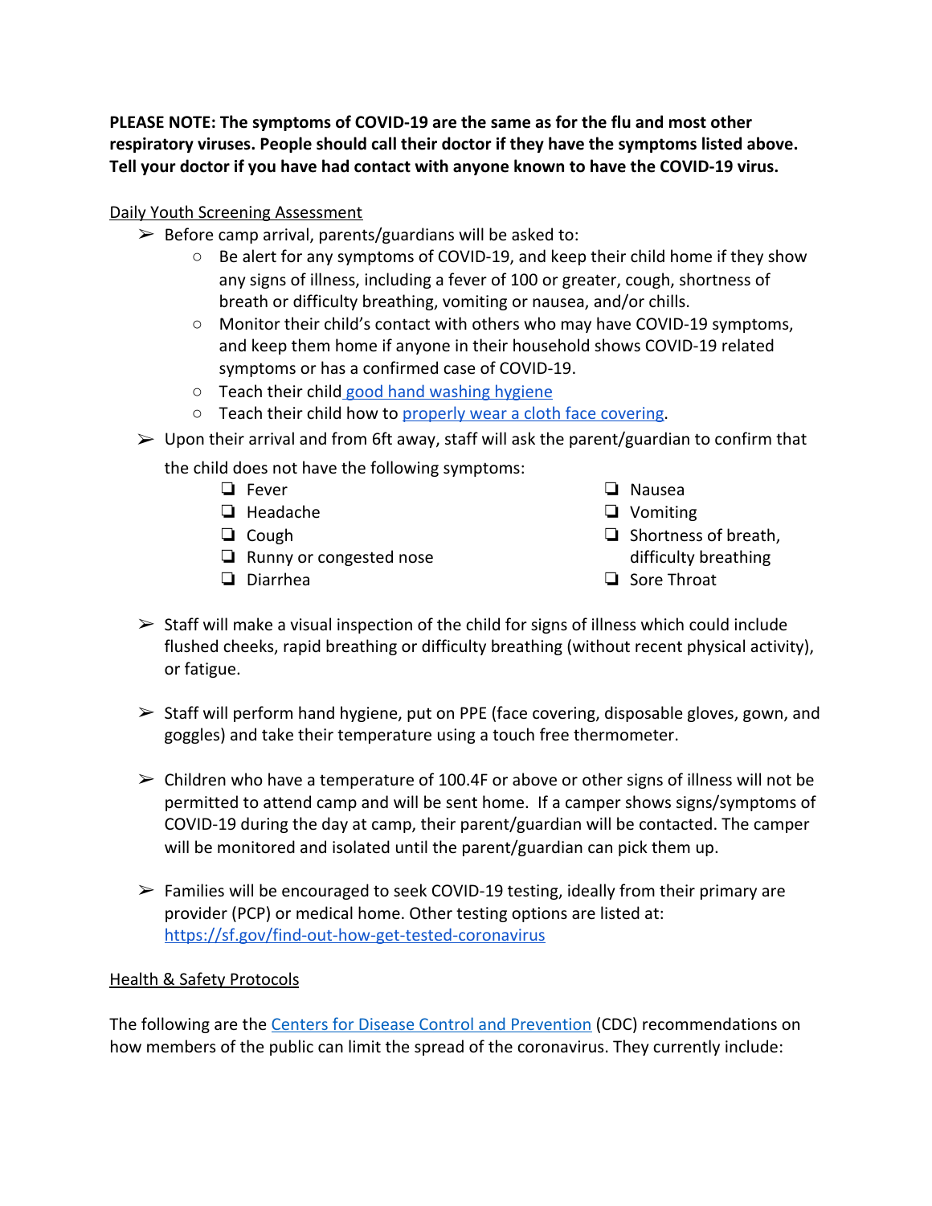**PLEASE NOTE: The symptoms of COVID-19 are the same as for the flu and most other respiratory viruses. People should call their doctor if they have the symptoms listed above. Tell your doctor if you have had contact with anyone known to have the COVID-19 virus.**

Daily Youth Screening Assessment

- Before camp arrival, parents/guardians will be asked to:
  - Be alert for any symptoms of COVID-19, and keep their child home if they show any signs of illness, including a fever of 100 or greater, cough, shortness of breath or difficulty breathing, vomiting or nausea, and/or chills.
  - Monitor their child's contact with others who may have COVID-19 symptoms, and keep them home if anyone in their household shows COVID-19 related symptoms or has a confirmed case of COVID-19.
  - Teach their child good hand washing hygiene
  - Teach their child how to properly wear a cloth face covering.
- Upon their arrival and from 6ft away, staff will ask the parent/guardian to confirm that the child does not have the following symptoms:
  - [ ] Fever
  - [ ] Headache
  - [ ] Cough
  - [ ] Runny or congested nose
  - [ ] Diarrhea
  - [ ] Nausea
  - [ ] Vomiting
  - [ ] Shortness of breath, difficulty breathing
  - [ ] Sore Throat
- Staff will make a visual inspection of the child for signs of illness which could include flushed cheeks, rapid breathing or difficulty breathing (without recent physical activity), or fatigue.
- Staff will perform hand hygiene, put on PPE (face covering, disposable gloves, gown, and goggles) and take their temperature using a touch free thermometer.
- Children who have a temperature of 100.4F or above or other signs of illness will not be permitted to attend camp and will be sent home. If a camper shows signs/symptoms of COVID-19 during the day at camp, their parent/guardian will be contacted. The camper will be monitored and isolated until the parent/guardian can pick them up.
- Families will be encouraged to seek COVID-19 testing, ideally from their primary are provider (PCP) or medical home. Other testing options are listed at: https://sf.gov/find-out-how-get-tested-coronavirus

Health & Safety Protocols

The following are the Centers for Disease Control and Prevention (CDC) recommendations on how members of the public can limit the spread of the coronavirus. They currently include: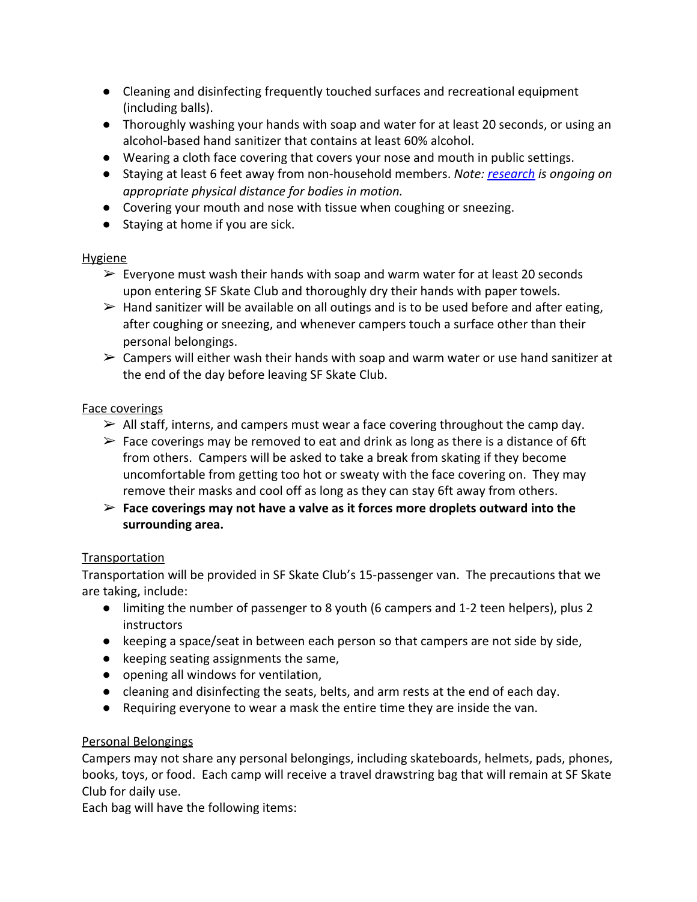- Cleaning and disinfecting frequently touched surfaces and recreational equipment (including balls).
- Thoroughly washing your hands with soap and water for at least 20 seconds, or using an alcohol-based hand sanitizer that contains at least 60% alcohol.
- Wearing a cloth face covering that covers your nose and mouth in public settings.
- Staying at least 6 feet away from non-household members. *Note: research is ongoing on appropriate physical distance for bodies in motion.*
- Covering your mouth and nose with tissue when coughing or sneezing.
- Staying at home if you are sick.

Hygiene

- ➢ Everyone must wash their hands with soap and warm water for at least 20 seconds upon entering SF Skate Club and thoroughly dry their hands with paper towels.
- ➢ Hand sanitizer will be available on all outings and is to be used before and after eating, after coughing or sneezing, and whenever campers touch a surface other than their personal belongings.
- ➢ Campers will either wash their hands with soap and warm water or use hand sanitizer at the end of the day before leaving SF Skate Club.

Face coverings

- ➢ All staff, interns, and campers must wear a face covering throughout the camp day.
- ➢ Face coverings may be removed to eat and drink as long as there is a distance of 6ft from others. Campers will be asked to take a break from skating if they become uncomfortable from getting too hot or sweaty with the face covering on. They may remove their masks and cool off as long as they can stay 6ft away from others.
- ➢ **Face coverings may not have a valve as it forces more droplets outward into the surrounding area.**

Transportation

Transportation will be provided in SF Skate Club's 15-passenger van. The precautions that we are taking, include:

- limiting the number of passenger to 8 youth (6 campers and 1-2 teen helpers), plus 2 instructors
- keeping a space/seat in between each person so that campers are not side by side,
- keeping seating assignments the same,
- opening all windows for ventilation,
- cleaning and disinfecting the seats, belts, and arm rests at the end of each day.
- Requiring everyone to wear a mask the entire time they are inside the van.

Personal Belongings

Campers may not share any personal belongings, including skateboards, helmets, pads, phones, books, toys, or food. Each camp will receive a travel drawstring bag that will remain at SF Skate Club for daily use.

Each bag will have the following items: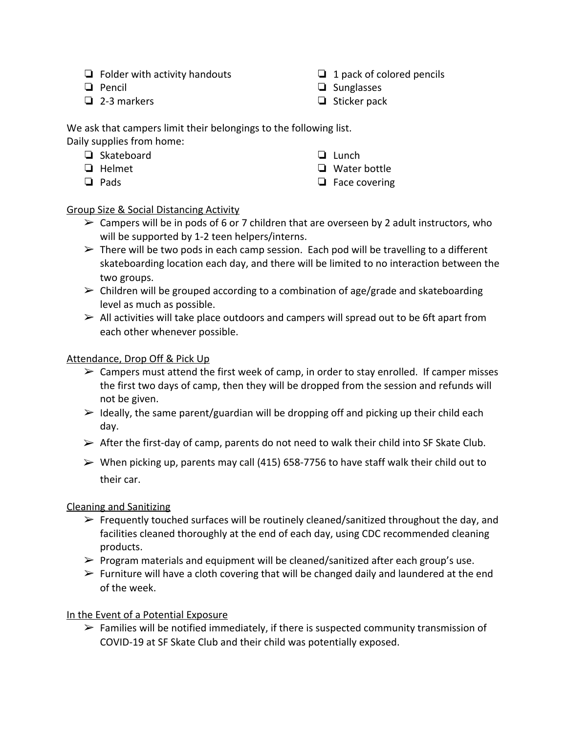- ❏ Folder with activity handouts
- ❏ Pencil
- ❏ 2-3 markers
- ❏ 1 pack of colored pencils
- ❏ Sunglasses
- ❏ Sticker pack

We ask that campers limit their belongings to the following list.
Daily supplies from home:

- ❏ Skateboard
- ❏ Helmet
- ❏ Pads
- ❏ Lunch
- ❏ Water bottle
- ❏ Face covering

<u>Group Size & Social Distancing Activity</u>

- ➢ Campers will be in pods of 6 or 7 children that are overseen by 2 adult instructors, who will be supported by 1-2 teen helpers/interns.
- ➢ There will be two pods in each camp session. Each pod will be travelling to a different skateboarding location each day, and there will be limited to no interaction between the two groups.
- ➢ Children will be grouped according to a combination of age/grade and skateboarding level as much as possible.
- ➢ All activities will take place outdoors and campers will spread out to be 6ft apart from each other whenever possible.

<u>Attendance, Drop Off & Pick Up</u>

- ➢ Campers must attend the first week of camp, in order to stay enrolled. If camper misses the first two days of camp, then they will be dropped from the session and refunds will not be given.
- ➢ Ideally, the same parent/guardian will be dropping off and picking up their child each day.
- ➢ After the first-day of camp, parents do not need to walk their child into SF Skate Club.
- ➢ When picking up, parents may call (415) 658-7756 to have staff walk their child out to their car.

<u>Cleaning and Sanitizing</u>

- ➢ Frequently touched surfaces will be routinely cleaned/sanitized throughout the day, and facilities cleaned thoroughly at the end of each day, using CDC recommended cleaning products.
- ➢ Program materials and equipment will be cleaned/sanitized after each group's use.
- ➢ Furniture will have a cloth covering that will be changed daily and laundered at the end of the week.

<u>In the Event of a Potential Exposure</u>

- ➢ Families will be notified immediately, if there is suspected community transmission of COVID-19 at SF Skate Club and their child was potentially exposed.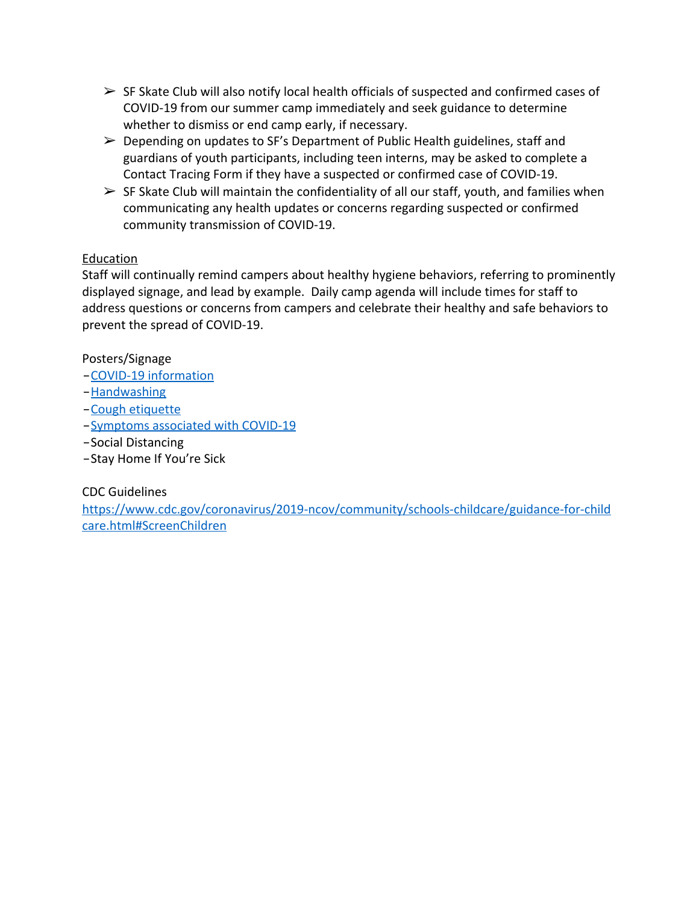- SF Skate Club will also notify local health officials of suspected and confirmed cases of COVID-19 from our summer camp immediately and seek guidance to determine whether to dismiss or end camp early, if necessary.
- Depending on updates to SF's Department of Public Health guidelines, staff and guardians of youth participants, including teen interns, may be asked to complete a Contact Tracing Form if they have a suspected or confirmed case of COVID-19.
- SF Skate Club will maintain the confidentiality of all our staff, youth, and families when communicating any health updates or concerns regarding suspected or confirmed community transmission of COVID-19.

Education

Staff will continually remind campers about healthy hygiene behaviors, referring to prominently displayed signage, and lead by example. Daily camp agenda will include times for staff to address questions or concerns from campers and celebrate their healthy and safe behaviors to prevent the spread of COVID-19.

Posters/Signage

- COVID-19 information
- Handwashing
- Cough etiquette
- Symptoms associated with COVID-19
- Social Distancing
- Stay Home If You're Sick

CDC Guidelines

https://www.cdc.gov/coronavirus/2019-ncov/community/schools-childcare/guidance-for-childcare.html#ScreenChildren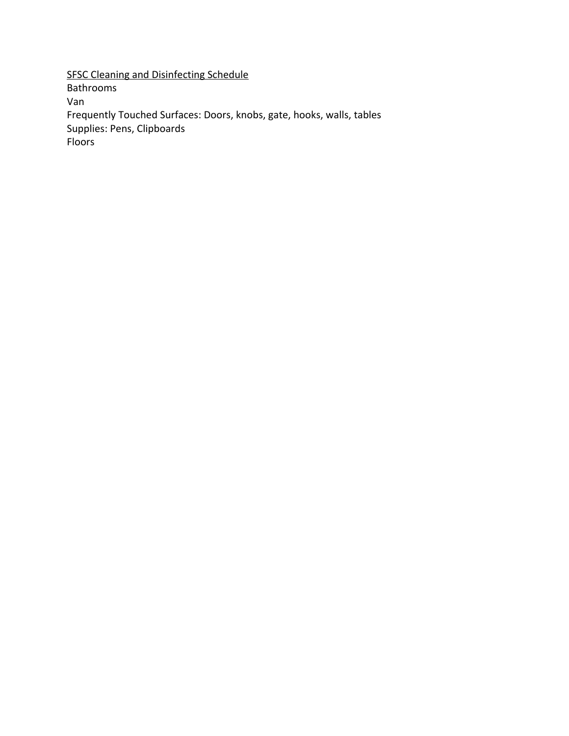<u>SFSC Cleaning and Disinfecting Schedule</u>

Bathrooms

Van

Frequently Touched Surfaces: Doors, knobs, gate, hooks, walls, tables

Supplies: Pens, Clipboards

Floors